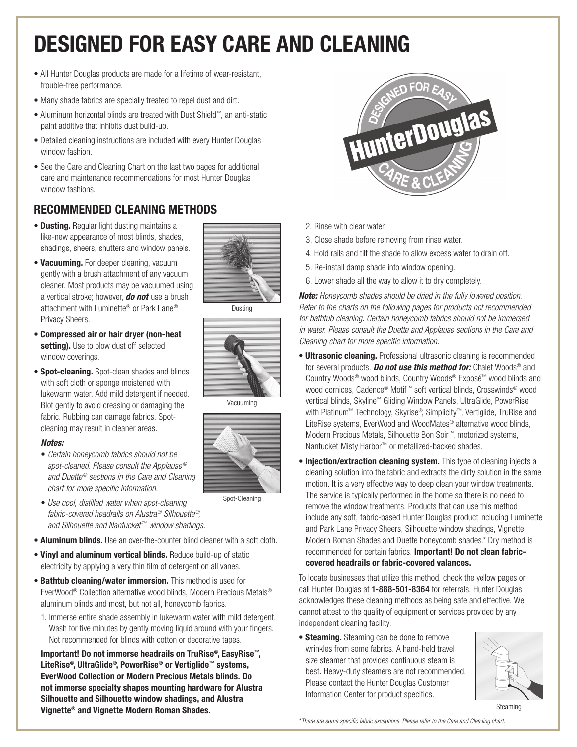# DESIGNED FOR EASY CARE AND CLEANING

- All Hunter Douglas products are made for a lifetime of wear-resistant, trouble-free performance.
- Many shade fabrics are specially treated to repel dust and dirt.
- Aluminum horizontal blinds are treated with Dust Shield™, an anti-static paint additive that inhibits dust build-up.
- Detailed cleaning instructions are included with every Hunter Douglas window fashion.
- See the Care and Cleaning Chart on the last two pages for additional care and maintenance recommendations for most Hunter Douglas window fashions.

## RECOMMENDED CLEANING METHODS

- **Dusting.** Regular light dusting maintains a like-new appearance of most blinds, shades, shadings, sheers, shutters and window panels.
- **Vacuuming.** For deeper cleaning, vacuum gently with a brush attachment of any vacuum cleaner. Most products may be vacuumed using a vertical stroke; however, ***do not*** use a brush attachment with Luminette® or Park Lane® Privacy Sheers.
- **Compressed air or hair dryer (non-heat setting).** Use to blow dust off selected window coverings.
- **Spot-cleaning.** Spot-clean shades and blinds with soft cloth or sponge moistened with lukewarm water. Add mild detergent if needed. Blot gently to avoid creasing or damaging the fabric. Rubbing can damage fabrics. Spot-cleaning may result in cleaner areas.

  ***Notes:***

  - *Certain honeycomb fabrics should not be spot-cleaned. Please consult the Applause® and Duette® sections in the Care and Cleaning chart for more specific information.*
  - *Use cool, distilled water when spot-cleaning fabric-covered headrails on Alustra® Silhouette®, and Silhouette and Nantucket™ window shadings.*

Dusting

Vacuuming

Spot-Cleaning

- **Aluminum blinds.** Use an over-the-counter blind cleaner with a soft cloth.
- **Vinyl and aluminum vertical blinds.** Reduce build-up of static electricity by applying a very thin film of detergent on all vanes.
- **Bathtub cleaning/water immersion.** This method is used for EverWood® Collection alternative wood blinds, Modern Precious Metals® aluminum blinds and most, but not all, honeycomb fabrics.
  1. Immerse entire shade assembly in lukewarm water with mild detergent. Wash for five minutes by gently moving liquid around with your fingers. Not recommended for blinds with cotton or decorative tapes.

  **Important! Do not immerse headrails on TruRise®, EasyRise™, LiteRise®, UltraGlide®, PowerRise® or Vertiglide™ systems, EverWood Collection or Modern Precious Metals blinds. Do not immerse specialty shapes mounting hardware for Alustra Silhouette and Silhouette window shadings, and Alustra Vignette® and Vignette Modern Roman Shades.**

  2. Rinse with clear water.
  3. Close shade before removing from rinse water.
  4. Hold rails and tilt the shade to allow excess water to drain off.
  5. Re-install damp shade into window opening.
  6. Lower shade all the way to allow it to dry completely.

***Note:*** *Honeycomb shades should be dried in the fully lowered position. Refer to the charts on the following pages for products not recommended for bathtub cleaning. Certain honeycomb fabrics should not be immersed in water. Please consult the Duette and Applause sections in the Care and Cleaning chart for more specific information.*

- **Ultrasonic cleaning.** Professional ultrasonic cleaning is recommended for several products. ***Do not use this method for:*** Chalet Woods® and Country Woods® wood blinds, Country Woods® Exposé™ wood blinds and wood cornices, Cadence® Motif™ soft vertical blinds, Crosswinds® wood vertical blinds, Skyline™ Gliding Window Panels, UltraGlide, PowerRise with Platinum™ Technology, Skyrise®, Simplicity™, Vertiglide, TruRise and LiteRise systems, EverWood and WoodMates® alternative wood blinds, Modern Precious Metals, Silhouette Bon Soir™, motorized systems, Nantucket Misty Harbor™ or metallized-backed shades.
- **Injection/extraction cleaning system.** This type of cleaning injects a cleaning solution into the fabric and extracts the dirty solution in the same motion. It is a very effective way to deep clean your window treatments. The service is typically performed in the home so there is no need to remove the window treatments. Products that can use this method include any soft, fabric-based Hunter Douglas product including Luminette and Park Lane Privacy Sheers, Silhouette window shadings, Vignette Modern Roman Shades and Duette honeycomb shades.* Dry method is recommended for certain fabrics. **Important! Do not clean fabric-covered headrails or fabric-covered valances.**

To locate businesses that utilize this method, check the yellow pages or call Hunter Douglas at **1-888-501-8364** for referrals. Hunter Douglas acknowledges these cleaning methods as being safe and effective. We cannot attest to the quality of equipment or services provided by any independent cleaning facility.

- **Steaming.** Steaming can be done to remove wrinkles from some fabrics. A hand-held travel size steamer that provides continuous steam is best. Heavy-duty steamers are not recommended. Please contact the Hunter Douglas Customer Information Center for product specifics.

Steaming

*\*There are some specific fabric exceptions. Please refer to the Care and Cleaning chart.*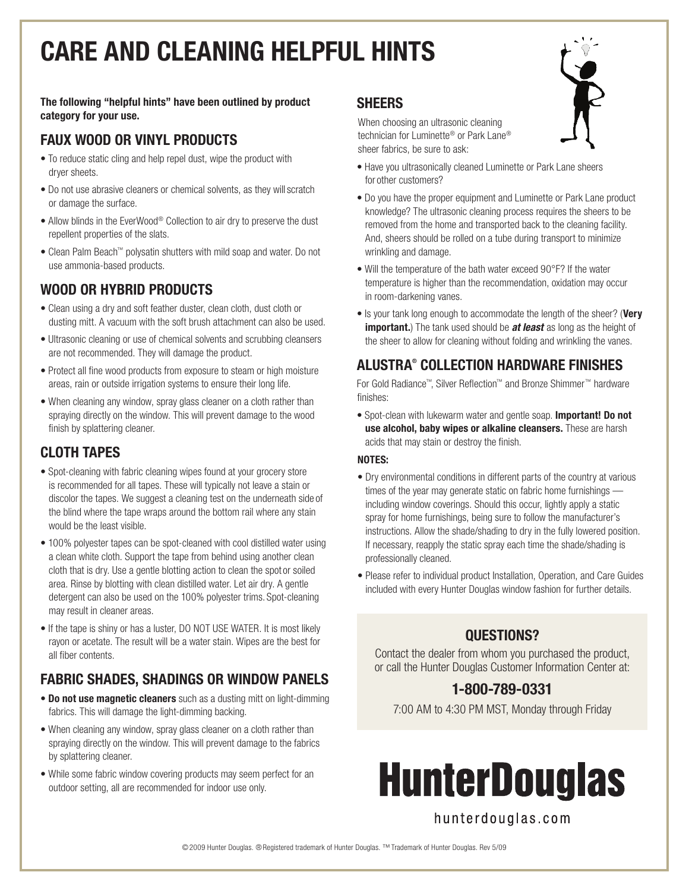# CARE AND CLEANING HELPFUL HINTS

**The following "helpful hints" have been outlined by product category for your use.**

## FAUX WOOD OR VINYL PRODUCTS

- To reduce static cling and help repel dust, wipe the product with dryer sheets.
- Do not use abrasive cleaners or chemical solvents, as they will scratch or damage the surface.
- Allow blinds in the EverWood® Collection to air dry to preserve the dust repellent properties of the slats.
- Clean Palm Beach™ polysatin shutters with mild soap and water. Do not use ammonia-based products.

## WOOD OR HYBRID PRODUCTS

- Clean using a dry and soft feather duster, clean cloth, dust cloth or dusting mitt. A vacuum with the soft brush attachment can also be used.
- Ultrasonic cleaning or use of chemical solvents and scrubbing cleansers are not recommended. They will damage the product.
- Protect all fine wood products from exposure to steam or high moisture areas, rain or outside irrigation systems to ensure their long life.
- When cleaning any window, spray glass cleaner on a cloth rather than spraying directly on the window. This will prevent damage to the wood finish by splattering cleaner.

## CLOTH TAPES

- Spot-cleaning with fabric cleaning wipes found at your grocery store is recommended for all tapes. These will typically not leave a stain or discolor the tapes. We suggest a cleaning test on the underneath side of the blind where the tape wraps around the bottom rail where any stain would be the least visible.
- 100% polyester tapes can be spot-cleaned with cool distilled water using a clean white cloth. Support the tape from behind using another clean cloth that is dry. Use a gentle blotting action to clean the spot or soiled area. Rinse by blotting with clean distilled water. Let air dry. A gentle detergent can also be used on the 100% polyester trims. Spot-cleaning may result in cleaner areas.
- If the tape is shiny or has a luster, DO NOT USE WATER. It is most likely rayon or acetate. The result will be a water stain. Wipes are the best for all fiber contents.

## FABRIC SHADES, SHADINGS OR WINDOW PANELS

- **Do not use magnetic cleaners** such as a dusting mitt on light-dimming fabrics. This will damage the light-dimming backing.
- When cleaning any window, spray glass cleaner on a cloth rather than spraying directly on the window. This will prevent damage to the fabrics by splattering cleaner.
- While some fabric window covering products may seem perfect for an outdoor setting, all are recommended for indoor use only.

## SHEERS

When choosing an ultrasonic cleaning technician for Luminette® or Park Lane® sheer fabrics, be sure to ask:

- Have you ultrasonically cleaned Luminette or Park Lane sheers for other customers?
- Do you have the proper equipment and Luminette or Park Lane product knowledge? The ultrasonic cleaning process requires the sheers to be removed from the home and transported back to the cleaning facility. And, sheers should be rolled on a tube during transport to minimize wrinkling and damage.
- Will the temperature of the bath water exceed 90°F? If the water temperature is higher than the recommendation, oxidation may occur in room-darkening vanes.
- Is your tank long enough to accommodate the length of the sheer? (**Very important.**) The tank used should be ***at least*** as long as the height of the sheer to allow for cleaning without folding and wrinkling the vanes.

## ALUSTRA® COLLECTION HARDWARE FINISHES

For Gold Radiance™, Silver Reflection™ and Bronze Shimmer™ hardware finishes:

- Spot-clean with lukewarm water and gentle soap. **Important! Do not use alcohol, baby wipes or alkaline cleansers.** These are harsh acids that may stain or destroy the finish.

**NOTES:**

- Dry environmental conditions in different parts of the country at various times of the year may generate static on fabric home furnishings — including window coverings. Should this occur, lightly apply a static spray for home furnishings, being sure to follow the manufacturer's instructions. Allow the shade/shading to dry in the fully lowered position. If necessary, reapply the static spray each time the shade/shading is professionally cleaned.
- Please refer to individual product Installation, Operation, and Care Guides included with every Hunter Douglas window fashion for further details.

### QUESTIONS?

Contact the dealer from whom you purchased the product, or call the Hunter Douglas Customer Information Center at:

**1-800-789-0331**

7:00 AM to 4:30 PM MST, Monday through Friday

**HunterDouglas**

hunterdouglas.com

© 2009 Hunter Douglas. ® Registered trademark of Hunter Douglas. ™ Trademark of Hunter Douglas. Rev 5/09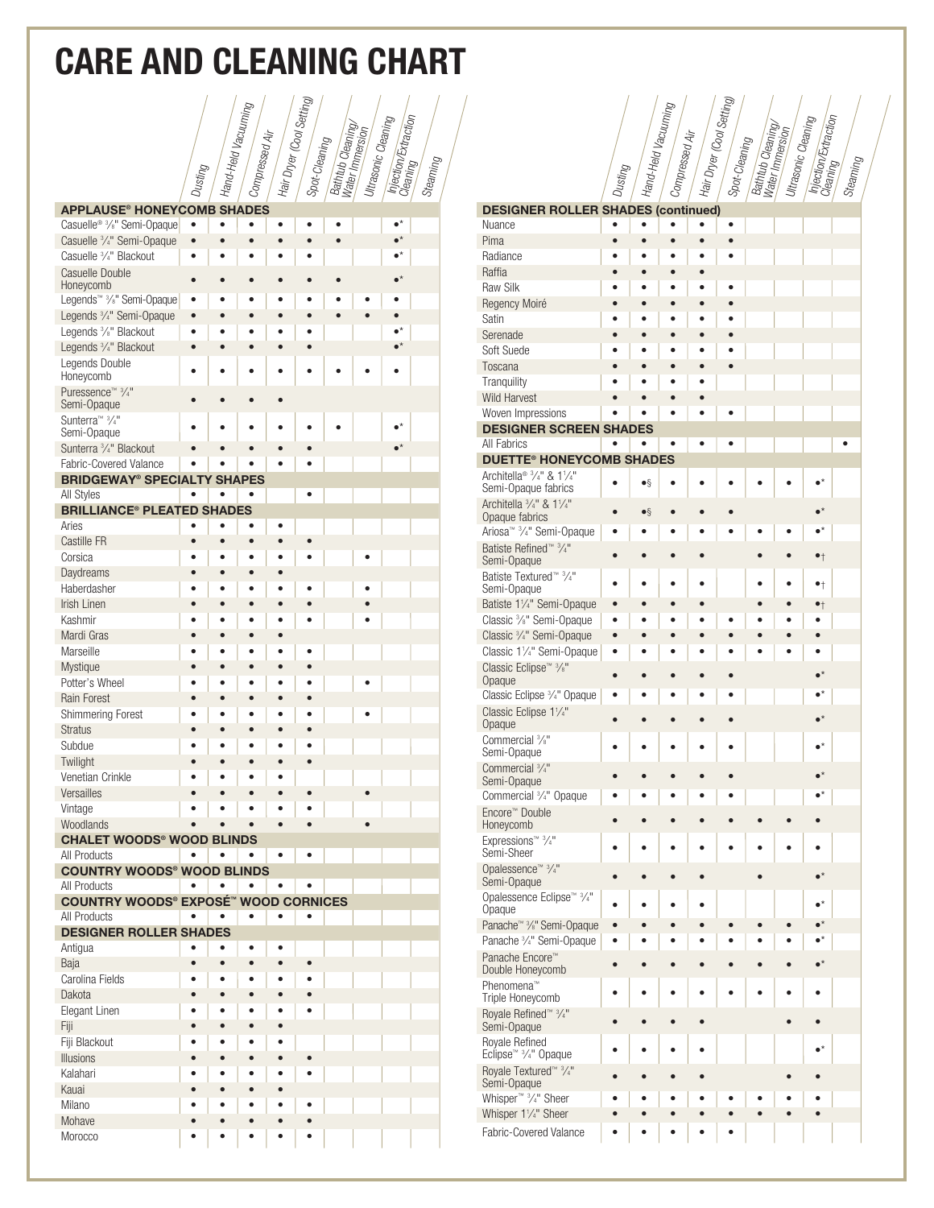# CARE AND CLEANING CHART

| | Dusting | Hand-Held Vacuuming | Compressed Air | Hair Dryer (Cool Setting) | Spot-Cleaning | Bathtub Cleaning/ Water Immersion | Ultrasonic Cleaning | Injection/Extraction Cleaning | Steaming |
|---|---|---|---|---|---|---|---|---|---|
| **APPLAUSE® HONEYCOMB SHADES** | | | | | | | | | |
| Casuelle® ³⁄₈" Semi-Opaque | • | • | • | • | • | • | | •* | |
| Casuelle ³⁄₄" Semi-Opaque | • | • | • | • | • | • | | •* | |
| Casuelle ³⁄₄" Blackout | • | • | • | • | • | | | •* | |
| Casuelle Double Honeycomb | • | • | • | • | • | • | | •* | |
| Legends™ ³⁄₈" Semi-Opaque | • | • | • | • | • | • | • | • | |
| Legends ³⁄₄" Semi-Opaque | • | • | • | • | • | • | • | • | |
| Legends ³⁄₈" Blackout | • | • | • | • | • | | | •* | |
| Legends ³⁄₄" Blackout | • | • | • | • | • | | | •* | |
| Legends Double Honeycomb | • | • | • | • | • | • | • | • | |
| Puressence™ ³⁄₄" Semi-Opaque | • | • | • | • | | | | | |
| Sunterra™ ³⁄₄" Semi-Opaque | • | • | • | • | • | • | | •* | |
| Sunterra ³⁄₄" Blackout | • | • | • | • | • | | | •* | |
| Fabric-Covered Valance | • | • | • | • | • | | | | |
| **BRIDGEWAY® SPECIALTY SHAPES** | | | | | | | | | |
| All Styles | • | • | • | | • | | | | |
| **BRILLIANCE® PLEATED SHADES** | | | | | | | | | |
| Aries | • | • | • | • | | | | | |
| Castille FR | • | • | • | • | • | | | | |
| Corsica | • | • | • | • | • | | • | | |
| Daydreams | • | • | • | • | | | | | |
| Haberdasher | • | • | • | • | • | | • | | |
| Irish Linen | • | • | • | • | • | | • | | |
| Kashmir | • | • | • | • | • | | • | | |
| Mardi Gras | • | • | • | • | | | | | |
| Marseille | • | • | • | • | • | | | | |
| Mystique | • | • | • | • | • | | | | |
| Potter's Wheel | • | • | • | • | • | | • | | |
| Rain Forest | • | • | • | • | • | | | | |
| Shimmering Forest | • | • | • | • | • | | • | | |
| Stratus | • | • | • | • | • | | | | |
| Subdue | • | • | • | • | • | | | | |
| Twilight | • | • | • | • | • | | | | |
| Venetian Crinkle | • | • | • | • | | | | | |
| Versailles | • | • | • | • | • | | • | | |
| Vintage | • | • | • | • | • | | | | |
| Woodlands | • | • | • | • | • | | • | | |
| **CHALET WOODS® WOOD BLINDS** | | | | | | | | | |
| All Products | • | • | • | • | • | | | | |
| **COUNTRY WOODS® WOOD BLINDS** | | | | | | | | | |
| All Products | • | • | • | • | • | | | | |
| **COUNTRY WOODS® EXPOSÉ™ WOOD CORNICES** | | | | | | | | | |
| All Products | • | • | • | • | • | | | | |
| **DESIGNER ROLLER SHADES** | | | | | | | | | |
| Antigua | • | • | • | • | | | | | |
| Baja | • | • | • | • | • | | | | |
| Carolina Fields | • | • | • | • | • | | | | |
| Dakota | • | • | • | • | • | | | | |
| Elegant Linen | • | • | • | • | • | | | | |
| Fiji | • | • | • | • | | | | | |
| Fiji Blackout | • | • | • | • | | | | | |
| Illusions | • | • | • | • | • | | | | |
| Kalahari | • | • | • | • | • | | | | |
| Kauai | • | • | • | • | | | | | |
| Milano | • | • | • | • | • | | | | |
| Mohave | • | • | • | • | • | | | | |
| Morocco | • | • | • | • | • | | | | |

| | Dusting | Hand-Held Vacuuming | Compressed Air | Hair Dryer (Cool Setting) | Spot-Cleaning | Bathtub Cleaning/ Water Immersion | Ultrasonic Cleaning | Injection/Extraction Cleaning | Steaming |
|---|---|---|---|---|---|---|---|---|---|
| **DESIGNER ROLLER SHADES (continued)** | | | | | | | | | |
| Nuance | • | • | • | • | • | | | | |
| Pima | • | • | • | • | • | | | | |
| Radiance | • | • | • | • | • | | | | |
| Raffia | • | • | • | • | | | | | |
| Raw Silk | • | • | • | • | • | | | | |
| Regency Moiré | • | • | • | • | • | | | | |
| Satin | • | • | • | • | • | | | | |
| Serenade | • | • | • | • | • | | | | |
| Soft Suede | • | • | • | • | • | | | | |
| Toscana | • | • | • | • | • | | | | |
| Tranquility | • | • | • | • | | | | | |
| Wild Harvest | • | • | • | • | | | | | |
| Woven Impressions | • | • | • | • | • | | | | |
| **DESIGNER SCREEN SHADES** | | | | | | | | | |
| All Fabrics | • | • | • | • | • | | | | • |
| **DUETTE® HONEYCOMB SHADES** | | | | | | | | | |
| Architella® ³⁄₄" & 1¹⁄₄" Semi-Opaque fabrics | • | •§ | • | • | • | • | • | •* | |
| Architella ³⁄₄" & 1¹⁄₄" Opaque fabrics | • | •§ | • | • | • | | | •* | |
| Ariosa™ ³⁄₄" Semi-Opaque | • | • | • | • | • | • | • | •* | |
| Batiste Refined™ ³⁄₄" Semi-Opaque | • | • | • | • | | • | • | •† | |
| Batiste Textured™ ³⁄₄" Semi-Opaque | • | • | • | • | | • | • | •† | |
| Batiste 1¹⁄₄" Semi-Opaque | • | • | • | • | | • | • | •† | |
| Classic ³⁄₈" Semi-Opaque | • | • | • | • | • | • | • | • | |
| Classic ³⁄₄" Semi-Opaque | • | • | • | • | • | • | • | • | |
| Classic 1¹⁄₄" Semi-Opaque | • | • | • | • | • | • | • | • | |
| Classic Eclipse™ ³⁄₈" Opaque | • | • | • | • | • | | | •* | |
| Classic Eclipse ³⁄₄" Opaque | • | • | • | • | • | | | •* | |
| Classic Eclipse 1¹⁄₄" Opaque | • | • | • | • | • | | | •* | |
| Commercial ³⁄₈" Semi-Opaque | • | • | • | • | • | | | •* | |
| Commercial ³⁄₄" Semi-Opaque | • | • | • | • | • | | | •* | |
| Commercial ³⁄₄" Opaque | • | • | • | • | • | | | •* | |
| Encore™ Double Honeycomb | • | • | • | • | • | • | • | • | |
| Expressions™ ³⁄₄" Semi-Sheer | • | • | • | • | • | • | • | • | |
| Opalessence™ ³⁄₄" Semi-Opaque | • | • | • | • | | • | | •* | |
| Opalessence Eclipse™ ³⁄₄" Opaque | • | • | • | • | | | | •* | |
| Panache™ ³⁄₈" Semi-Opaque | • | • | • | • | • | • | • | •* | |
| Panache ³⁄₄" Semi-Opaque | • | • | • | • | • | • | • | •* | |
| Panache Encore™ Double Honeycomb | • | • | • | • | • | • | • | •* | |
| Phenomena™ Triple Honeycomb | • | • | • | • | • | • | • | • | |
| Royale Refined™ ³⁄₄" Semi-Opaque | • | • | • | • | | | • | • | |
| Royale Refined Eclipse™ ³⁄₄" Opaque | • | • | • | • | | | | •* | |
| Royale Textured™ ³⁄₄" Semi-Opaque | • | • | • | • | | | • | • | |
| Whisper™ ³⁄₄" Sheer | • | • | • | • | • | • | • | • | |
| Whisper 1¹⁄₄" Sheer | • | • | • | • | • | • | • | • | |
| Fabric-Covered Valance | • | • | • | • | • | | | | |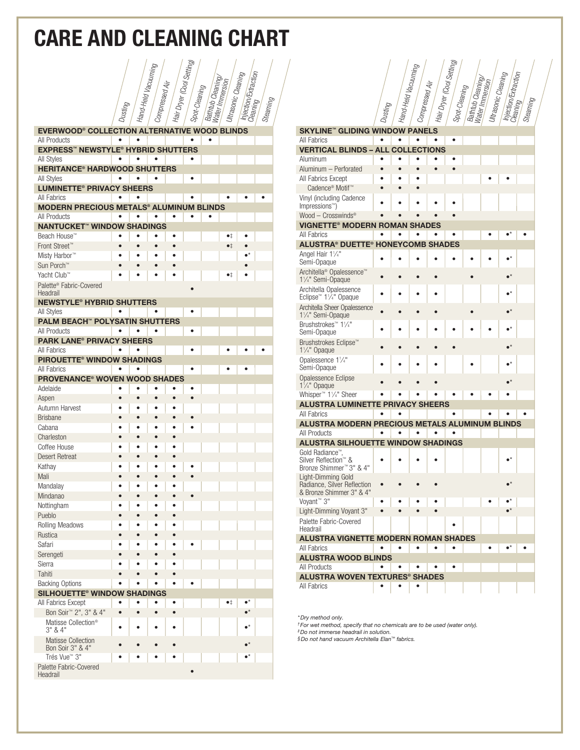# CARE AND CLEANING CHART

| | Dusting | Hand-Held Vacuuming | Compressed Air | Hair Dryer (Cool Setting) | Spot-Cleaning | Bathtub Cleaning/ Water Immersion | Ultrasonic Cleaning | Injection/Extraction Cleaning | Steaming |
|---|---|---|---|---|---|---|---|---|---|
| **EVERWOOD® COLLECTION ALTERNATIVE WOOD BLINDS** | | | | | | | | | |
| All Products | • | • | | | • | • | | | |
| **EXPRESS™ NEWSTYLE® HYBRID SHUTTERS** | | | | | | | | | |
| All Styles | • | • | • | | • | | | | |
| **HERITANCE® HARDWOOD SHUTTERS** | | | | | | | | | |
| All Styles | • | • | • | | • | | | | |
| **LUMINETTE® PRIVACY SHEERS** | | | | | | | | | |
| All Fabrics | • | • | | | • | | • | • | • |
| **MODERN PRECIOUS METALS® ALUMINUM BLINDS** | | | | | | | | | |
| All Products | • | • | • | • | • | • | | | |
| **NANTUCKET™ WINDOW SHADINGS** | | | | | | | | | |
| Beach House™ | • | • | • | • | | | •‡ | • | |
| Front Street™ | • | • | • | • | | | •‡ | • | |
| Misty Harbor™ | • | • | • | • | | | | •* | |
| Sun Porch™ | • | • | • | • | | | | • | |
| Yacht Club™ | • | • | • | • | | | •‡ | • | |
| Palette® Fabric-Covered Headrail | | | | | • | | | | |
| **NEWSTYLE® HYBRID SHUTTERS** | | | | | | | | | |
| All Styles | • | | • | | • | | | | |
| **PALM BEACH™ POLYSATIN SHUTTERS** | | | | | | | | | |
| All Products | • | • | • | | • | | | | |
| **PARK LANE® PRIVACY SHEERS** | | | | | | | | | |
| All Fabrics | • | • | | | • | | • | • | • |
| **PIROUETTE® WINDOW SHADINGS** | | | | | | | | | |
| All Fabrics | • | • | | | • | | • | • | |
| **PROVENANCE® WOVEN WOOD SHADES** | | | | | | | | | |
| Adelaide | • | • | • | • | • | | | | |
| Aspen | • | • | • | • | • | | | | |
| Autumn Harvest | • | • | • | • | | | | | |
| Brisbane | • | • | • | • | • | | | | |
| Cabana | • | • | • | • | • | | | | |
| Charleston | • | • | • | • | | | | | |
| Coffee House | • | • | • | • | | | | | |
| Desert Retreat | • | • | • | • | | | | | |
| Kathay | • | • | • | • | • | | | | |
| Mali | • | • | • | • | • | | | | |
| Mandalay | • | • | • | • | | | | | |
| Mindanao | • | • | • | • | • | | | | |
| Nottingham | • | • | • | • | | | | | |
| Pueblo | • | • | • | • | | | | | |
| Rolling Meadows | • | • | • | • | | | | | |
| Rustica | • | • | • | • | | | | | |
| Safari | • | • | • | • | • | | | | |
| Serengeti | • | • | • | • | | | | | |
| Sierra | • | • | • | • | | | | | |
| Tahiti | • | • | • | • | | | | | |
| Backing Options | • | • | • | • | • | | | | |
| **SILHOUETTE® WINDOW SHADINGS** | | | | | | | | | |
| All Fabrics Except | • | • | • | • | | | •‡ | •* | |
| Bon Soir™ 2", 3" & 4" | • | • | • | • | | | | •* | |
| Matisse Collection® 3" & 4" | • | • | • | • | | | | •* | |
| Matisse Collection Bon Soir 3" & 4" | • | • | • | • | | | | •* | |
| Trés Vue™ 3" | • | • | • | • | | | | •* | |
| Palette Fabric-Covered Headrail | | | | | • | | | | |

| | Dusting | Hand-Held Vacuuming | Compressed Air | Hair Dryer (Cool Setting) | Spot-Cleaning | Bathtub Cleaning/ Water Immersion | Ultrasonic Cleaning | Injection/Extraction Cleaning | Steaming |
|---|---|---|---|---|---|---|---|---|---|
| **SKYLINE™ GLIDING WINDOW PANELS** | | | | | | | | | |
| All Fabrics | • | • | • | • | • | | | | |
| **VERTICAL BLINDS – ALL COLLECTIONS** | | | | | | | | | |
| Aluminum | • | • | • | • | • | | | | |
| Aluminum – Perforated | • | • | • | • | • | | | | |
| All Fabrics Except | • | • | • | | | | • | • | |
| Cadence® Motif™ | • | • | • | | | | | | |
| Vinyl (including Cadence Impressions™) | • | • | • | • | • | | | | |
| Wood – Crosswinds® | • | • | • | • | • | | | | |
| **VIGNETTE® MODERN ROMAN SHADES** | | | | | | | | | |
| All Fabrics | • | • | • | • | • | | • | •* | • |
| **ALUSTRA® DUETTE® HONEYCOMB SHADES** | | | | | | | | | |
| Angel Hair 1¼" Semi-Opaque | • | • | • | • | • | • | • | •* | |
| Architella® Opalessence™ 1¼" Semi-Opaque | • | • | • | • | | • | | •* | |
| Architella Opalessence Eclipse™ 1¼" Opaque | • | • | • | • | | | | •* | |
| Architella Sheer Opalessence 1¼" Semi-Opaque | • | • | • | • | | • | | •* | |
| Brushstrokes™ 1¼" Semi-Opaque | • | • | • | • | • | • | • | •* | |
| Brushstrokes Eclipse™ 1¼" Opaque | • | • | • | • | • | | | •* | |
| Opalessence 1¼" Semi-Opaque | • | • | • | • | | • | | •* | |
| Opalessence Eclipse 1¼" Opaque | • | • | • | • | | | | •* | |
| Whisper™ 1¼" Sheer | • | • | • | • | • | • | • | • | |
| **ALUSTRA LUMINETTE PRIVACY SHEERS** | | | | | | | | | |
| All Fabrics | • | • | | | • | | • | • | • |
| **ALUSTRA MODERN PRECIOUS METALS ALUMINUM BLINDS** | | | | | | | | | |
| All Products | • | • | • | • | • | | | | |
| **ALUSTRA SILHOUETTE WINDOW SHADINGS** | | | | | | | | | |
| Gold Radiance™, Silver Reflection™ & Bronze Shimmer™ 3" & 4" | • | • | • | • | | | | •* | |
| Light-Dimming Gold Radiance, Silver Reflection & Bronze Shimmer 3" & 4" | • | • | • | • | | | | •* | |
| Voyant™ 3" | • | • | • | • | | | • | •* | |
| Light-Dimming Voyant 3" | • | • | • | • | | | | •* | |
| Palette Fabric-Covered Headrail | | | | | • | | | | |
| **ALUSTRA VIGNETTE MODERN ROMAN SHADES** | | | | | | | | | |
| All Fabrics | • | • | • | • | • | | • | •* | • |
| **ALUSTRA WOOD BLINDS** | | | | | | | | | |
| All Products | • | • | • | • | • | | | | |
| **ALUSTRA WOVEN TEXTURES® SHADES** | | | | | | | | | |
| All Fabrics | • | • | • | | | | | | |

*\*Dry method only.*

*†For wet method, specify that no chemicals are to be used (water only).*

*‡Do not immerse headrail in solution.*

*§Do not hand vacuum Architella Elan™ fabrics.*